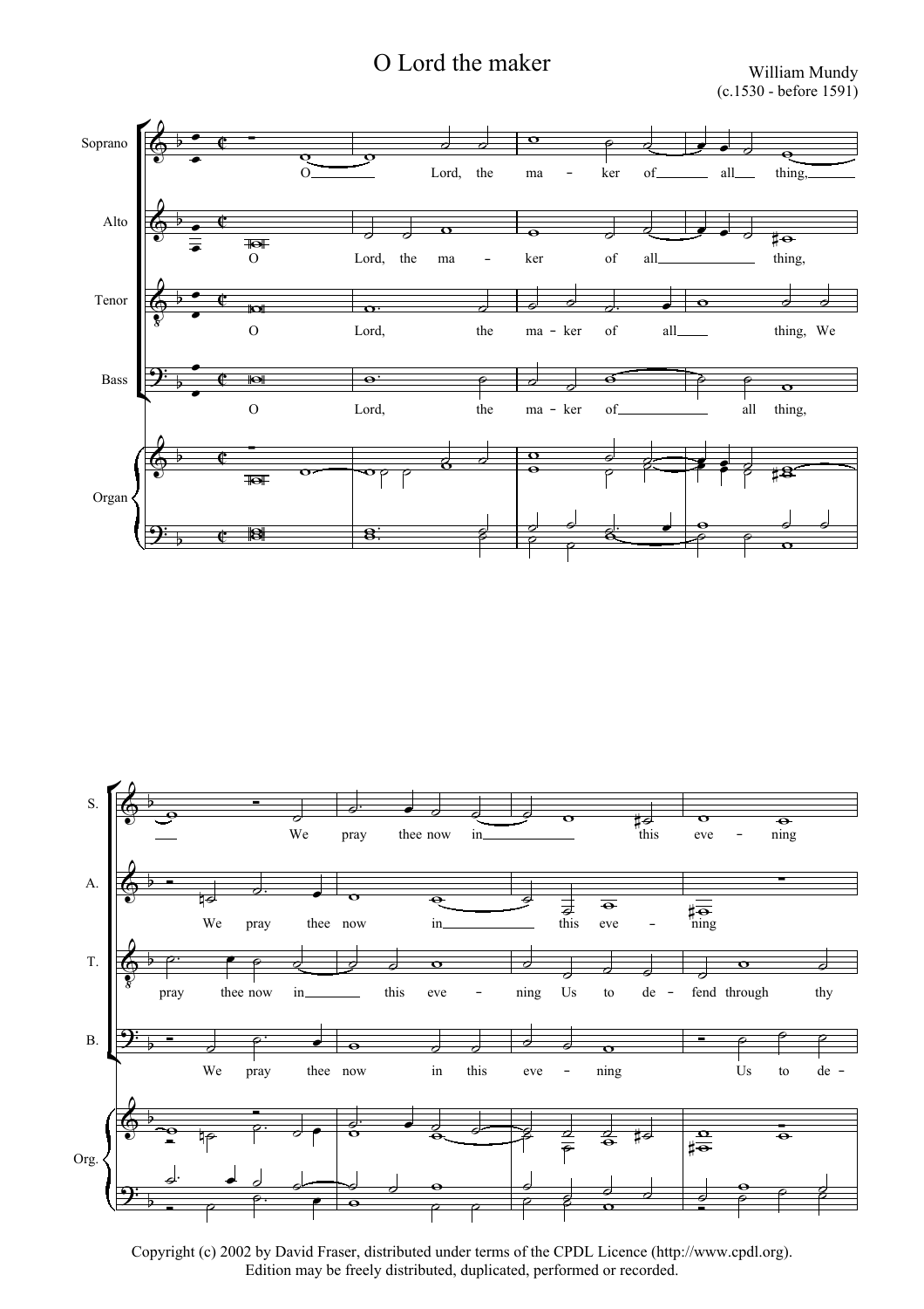# O Lord the maker

William Mundy
(c.1530 - before 1591)

Copyright (c) 2002 by David Fraser, distributed under terms of the CPDL Licence (http://www.cpdl.org).
Edition may be freely distributed, duplicated, performed or recorded.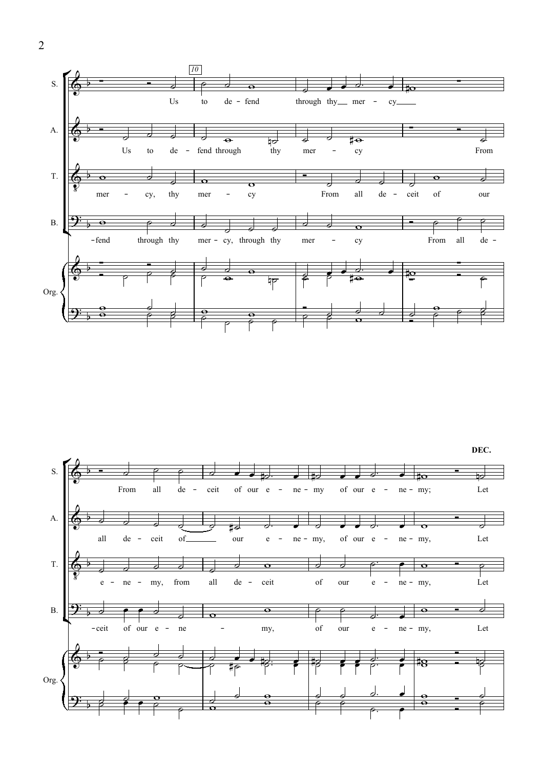**DEC.**

S. Us to de - fend through thy mer - cy From all de - ceit of our e - ne - my of our e - ne - my; Let

A. Us to de - fend through thy mer - cy From all de - ceit of our e - ne - my, of our e - ne - my, Let

T. mer - cy, thy mer - cy From all de - ceit of our e - ne - my, from all de - ceit of our e - ne - my, Let

B. -fend through thy mer - cy, through thy mer - cy From all de - ceit of our e - ne - my, of our e - ne - my, Let

Org.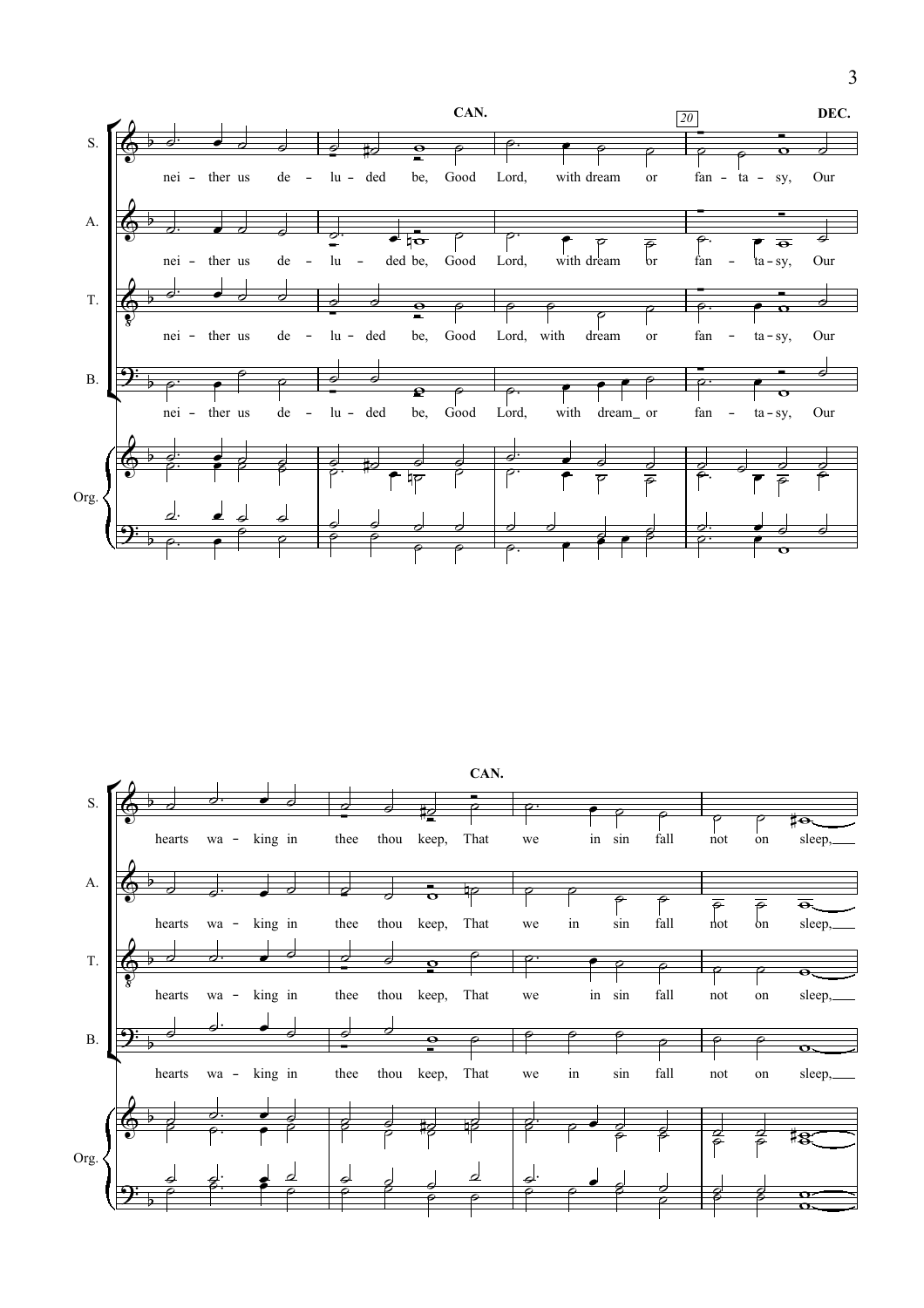**CAN.** **DEC.**

S. nei - ther us de - lu - ded be, Good Lord, with dream or fan - ta - sy, Our

A. nei - ther us de - lu - ded be, Good Lord, with dream or fan - ta - sy, Our

T. nei - ther us de - lu - ded be, Good Lord, with dream or fan - ta - sy, Our

B. nei - ther us de - lu - ded be, Good Lord, with dream_ or fan - ta - sy, Our

Org.

**CAN.**

S. hearts wa - king in thee thou keep, That we in sin fall not on sleep,

A. hearts wa - king in thee thou keep, That we in sin fall not on sleep,

T. hearts wa - king in thee thou keep, That we in sin fall not on sleep,

B. hearts wa - king in thee thou keep, That we in sin fall not on sleep,

Org.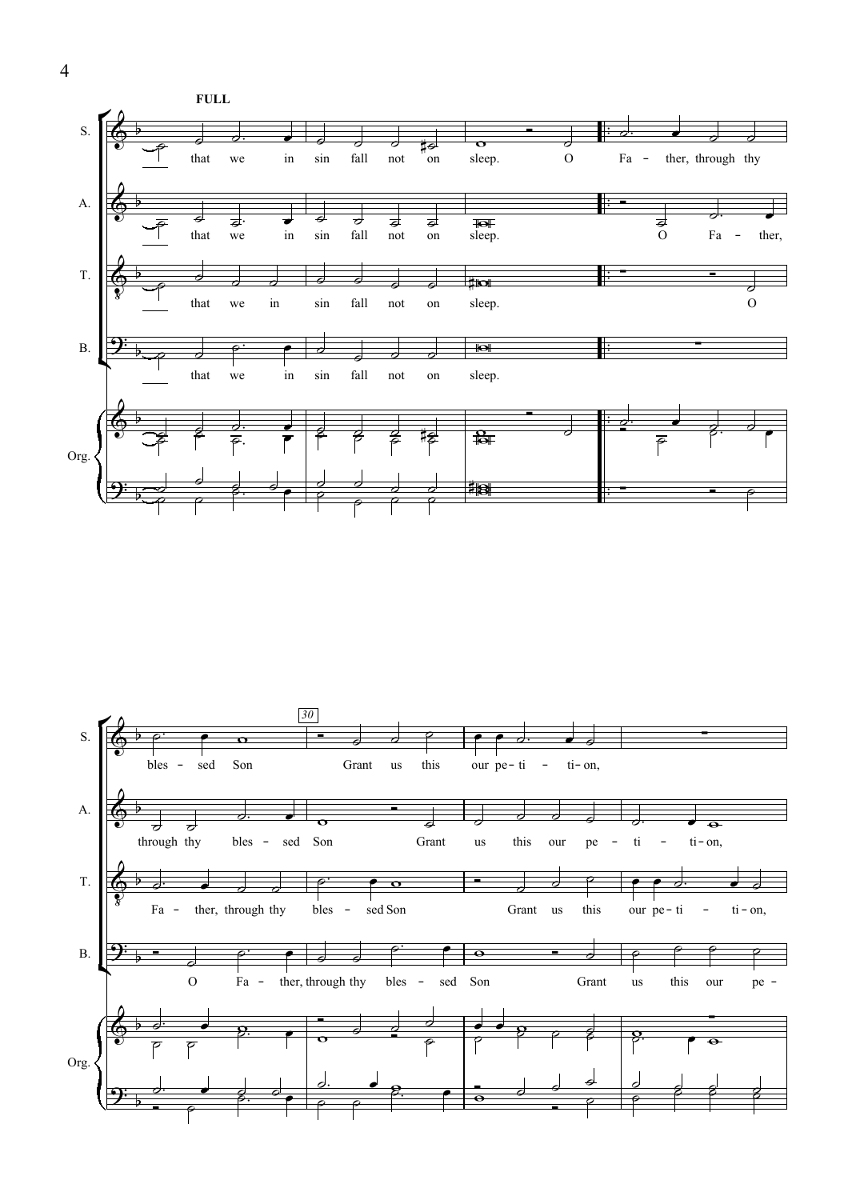**FULL**

S. that we in sin fall not on sleep. O Fa – ther, through thy

A. that we in sin fall not on sleep. O Fa – ther,

T. that we in sin fall not on sleep. O

B. that we in sin fall not on sleep.

Org.

30

S. bles – sed Son Grant us this our pe– ti – ti– on,

A. through thy bles – sed Son Grant us this our pe – ti – ti– on,

T. Fa – ther, through thy bles – sed Son Grant us this our pe– ti – ti– on,

B. O Fa – ther, through thy bles – sed Son Grant us this our pe –

Org.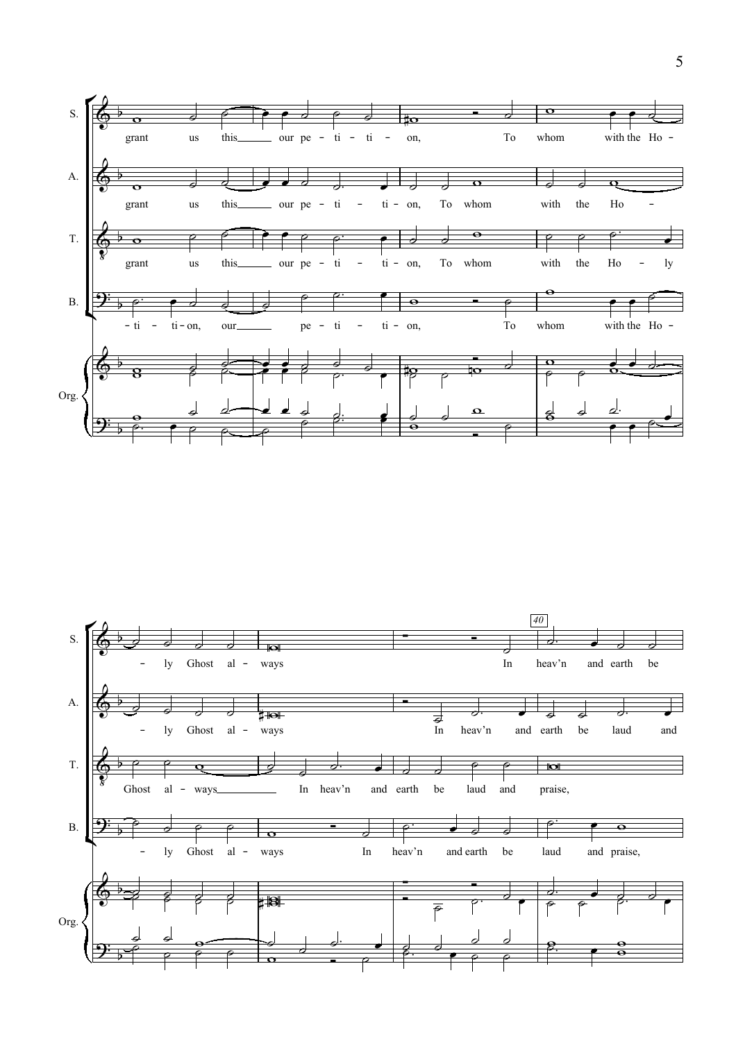S. grant us this our pe - ti - ti - on, To whom with the Ho - ly Ghost al - ways In heav'n and earth be

A. grant us this our pe - ti - ti - on, To whom with the Ho - ly Ghost al - ways In heav'n and earth be laud and

T. grant us this our pe - ti - ti - on, To whom with the Ho - ly Ghost al - ways In heav'n and earth be laud and praise,

B. - ti - ti - on, our pe - ti - ti - on, To whom with the Ho - ly Ghost al - ways In heav'n and earth be laud and praise,

Org.

40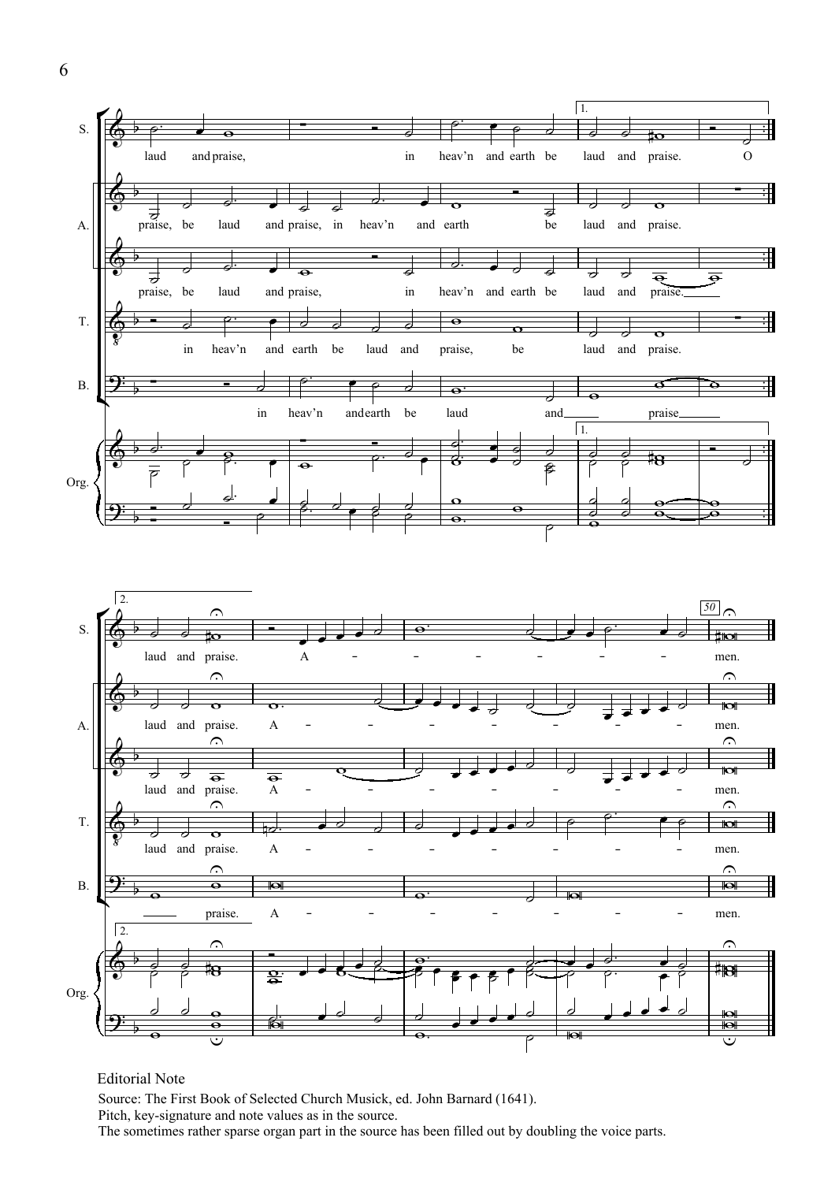Editorial Note

Source: The First Book of Selected Church Musick, ed. John Barnard (1641).
Pitch, key-signature and note values as in the source.
The sometimes rather sparse organ part in the source has been filled out by doubling the voice parts.